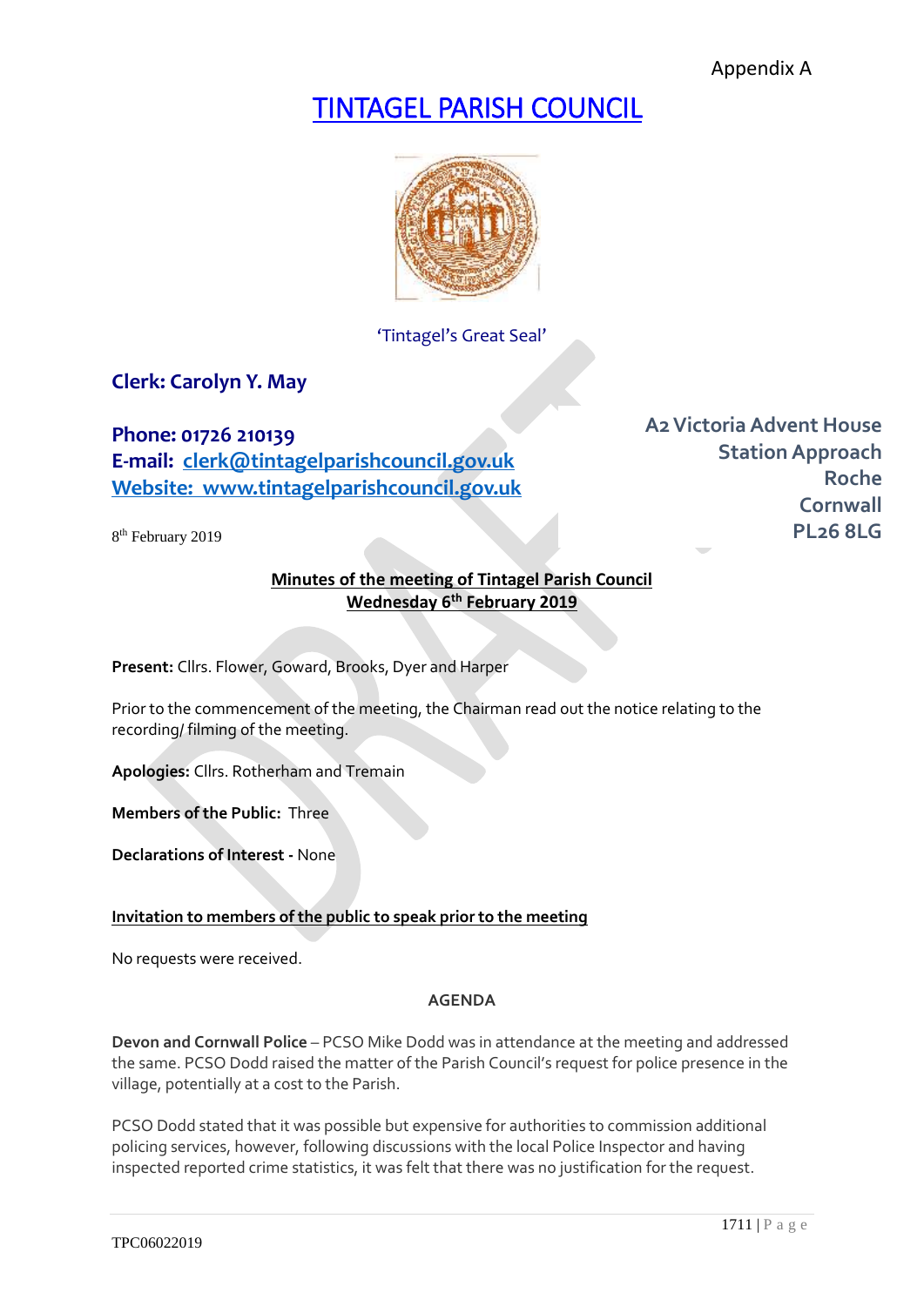Appendix A

# TINTAGEL PARISH COUNCIL

'Tintagel's Great Seal'

**Clerk: Carolyn Y. May**

**Phone: 01726 210139**
**E-mail: clerk@tintagelparishcouncil.gov.uk**
**Website: www.tintagelparishcouncil.gov.uk**

**A2 Victoria Advent House**
**Station Approach**
**Roche**
**Cornwall**
**PL26 8LG**

8th February 2019

**Minutes of the meeting of Tintagel Parish Council**
**Wednesday 6th February 2019**

**Present:** Cllrs. Flower, Goward, Brooks, Dyer and Harper

Prior to the commencement of the meeting, the Chairman read out the notice relating to the recording/ filming of the meeting.

**Apologies:** Cllrs. Rotherham and Tremain

**Members of the Public:** Three

**Declarations of Interest -** None

**Invitation to members of the public to speak prior to the meeting**

No requests were received.

**AGENDA**

**Devon and Cornwall Police** – PCSO Mike Dodd was in attendance at the meeting and addressed the same. PCSO Dodd raised the matter of the Parish Council's request for police presence in the village, potentially at a cost to the Parish.

PCSO Dodd stated that it was possible but expensive for authorities to commission additional policing services, however, following discussions with the local Police Inspector and having inspected reported crime statistics, it was felt that there was no justification for the request.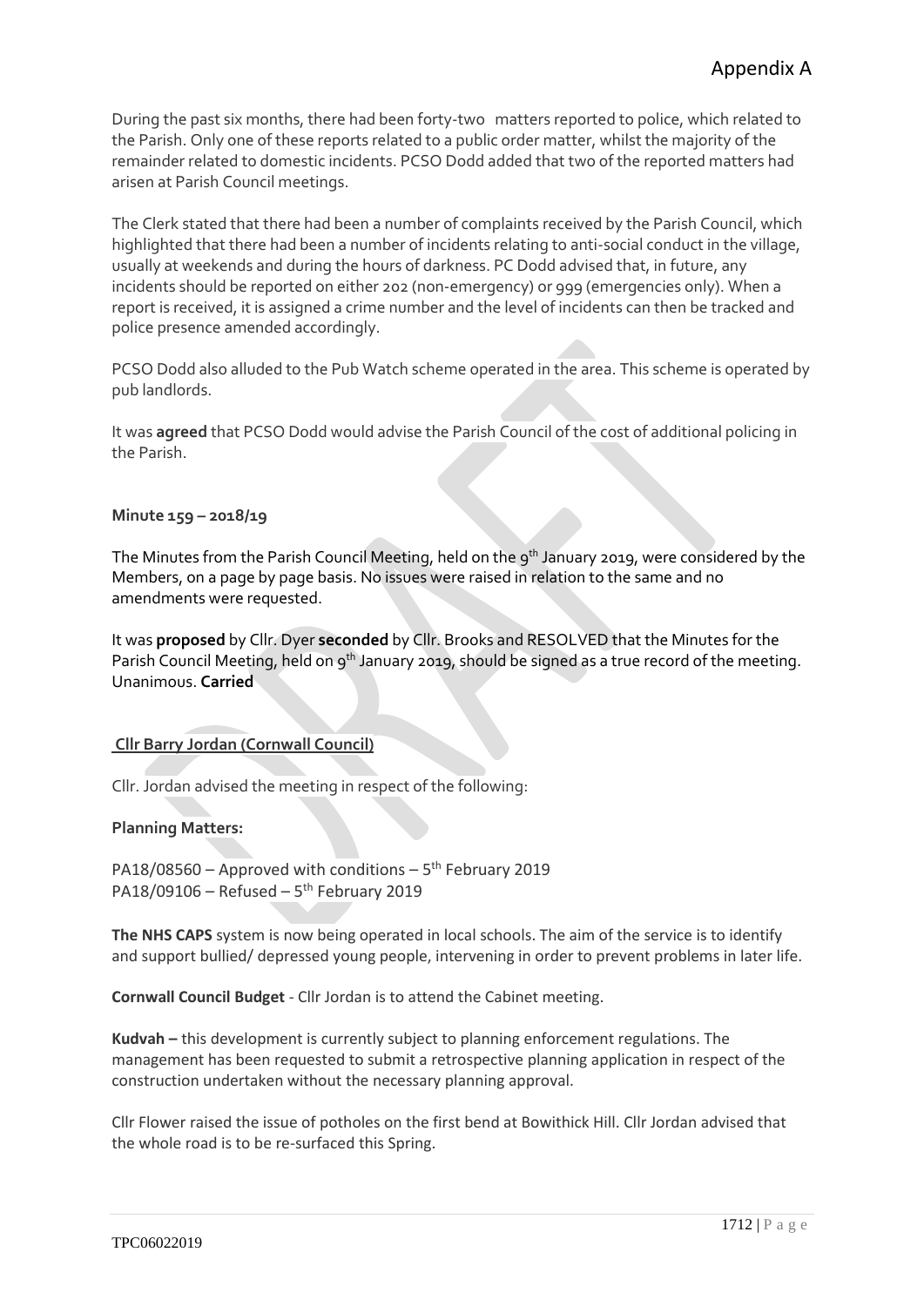During the past six months, there had been forty-two matters reported to police, which related to the Parish. Only one of these reports related to a public order matter, whilst the majority of the remainder related to domestic incidents. PCSO Dodd added that two of the reported matters had arisen at Parish Council meetings.

The Clerk stated that there had been a number of complaints received by the Parish Council, which highlighted that there had been a number of incidents relating to anti-social conduct in the village, usually at weekends and during the hours of darkness. PC Dodd advised that, in future, any incidents should be reported on either 202 (non-emergency) or 999 (emergencies only). When a report is received, it is assigned a crime number and the level of incidents can then be tracked and police presence amended accordingly.

PCSO Dodd also alluded to the Pub Watch scheme operated in the area. This scheme is operated by pub landlords.

It was **agreed** that PCSO Dodd would advise the Parish Council of the cost of additional policing in the Parish.

**Minute 159 – 2018/19**

The Minutes from the Parish Council Meeting, held on the 9th January 2019, were considered by the Members, on a page by page basis. No issues were raised in relation to the same and no amendments were requested.

It was **proposed** by Cllr. Dyer **seconded** by Cllr. Brooks and RESOLVED that the Minutes for the Parish Council Meeting, held on 9th January 2019, should be signed as a true record of the meeting. Unanimous. **Carried**

**Cllr Barry Jordan (Cornwall Council)**

Cllr. Jordan advised the meeting in respect of the following:

**Planning Matters:**

PA18/08560 – Approved with conditions – 5th February 2019
PA18/09106 – Refused – 5th February 2019

**The NHS CAPS** system is now being operated in local schools. The aim of the service is to identify and support bullied/ depressed young people, intervening in order to prevent problems in later life.

**Cornwall Council Budget** - Cllr Jordan is to attend the Cabinet meeting.

**Kudvah –** this development is currently subject to planning enforcement regulations. The management has been requested to submit a retrospective planning application in respect of the construction undertaken without the necessary planning approval.

Cllr Flower raised the issue of potholes on the first bend at Bowithick Hill. Cllr Jordan advised that the whole road is to be re-surfaced this Spring.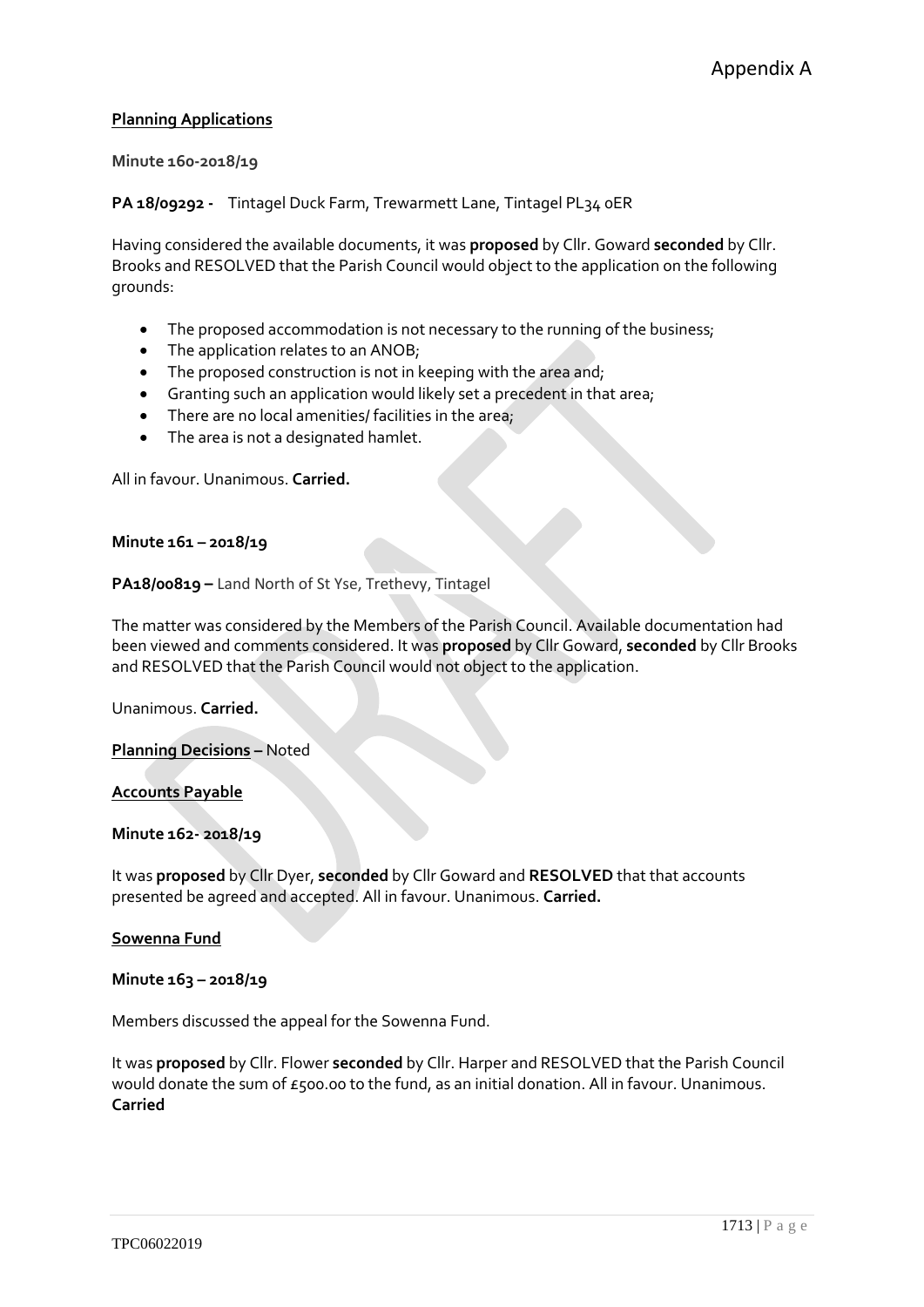Appendix A

**Planning Applications**

**Minute 160-2018/19**

**PA 18/09292 -** Tintagel Duck Farm, Trewarmett Lane, Tintagel PL34 0ER

Having considered the available documents, it was **proposed** by Cllr. Goward **seconded** by Cllr. Brooks and RESOLVED that the Parish Council would object to the application on the following grounds:

- The proposed accommodation is not necessary to the running of the business;
- The application relates to an ANOB;
- The proposed construction is not in keeping with the area and;
- Granting such an application would likely set a precedent in that area;
- There are no local amenities/ facilities in the area;
- The area is not a designated hamlet.

All in favour. Unanimous. **Carried.**

**Minute 161 – 2018/19**

**PA18/00819 –** Land North of St Yse, Trethevy, Tintagel

The matter was considered by the Members of the Parish Council. Available documentation had been viewed and comments considered. It was **proposed** by Cllr Goward, **seconded** by Cllr Brooks and RESOLVED that the Parish Council would not object to the application.

Unanimous. **Carried.**

**Planning Decisions –** Noted

**Accounts Payable**

**Minute 162- 2018/19**

It was **proposed** by Cllr Dyer, **seconded** by Cllr Goward and **RESOLVED** that that accounts presented be agreed and accepted. All in favour. Unanimous. **Carried.**

**Sowenna Fund**

**Minute 163 – 2018/19**

Members discussed the appeal for the Sowenna Fund.

It was **proposed** by Cllr. Flower **seconded** by Cllr. Harper and RESOLVED that the Parish Council would donate the sum of £500.00 to the fund, as an initial donation. All in favour. Unanimous. **Carried**

TPC06022019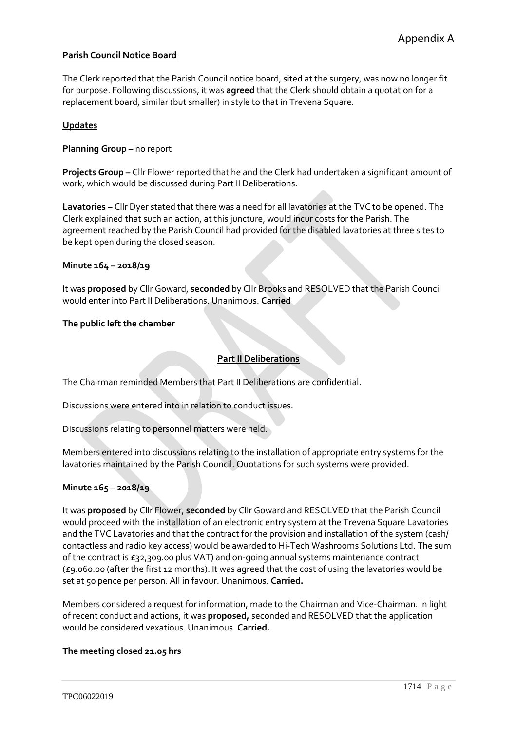Appendix A

**Parish Council Notice Board**

The Clerk reported that the Parish Council notice board, sited at the surgery, was now no longer fit for purpose. Following discussions, it was **agreed** that the Clerk should obtain a quotation for a replacement board, similar (but smaller) in style to that in Trevena Square.

**Updates**

**Planning Group –** no report

**Projects Group –** Cllr Flower reported that he and the Clerk had undertaken a significant amount of work, which would be discussed during Part II Deliberations.

**Lavatories –** Cllr Dyer stated that there was a need for all lavatories at the TVC to be opened. The Clerk explained that such an action, at this juncture, would incur costs for the Parish. The agreement reached by the Parish Council had provided for the disabled lavatories at three sites to be kept open during the closed season.

**Minute 164 – 2018/19**

It was **proposed** by Cllr Goward, **seconded** by Cllr Brooks and RESOLVED that the Parish Council would enter into Part II Deliberations. Unanimous. **Carried**

**The public left the chamber**

**Part II Deliberations**

The Chairman reminded Members that Part II Deliberations are confidential.

Discussions were entered into in relation to conduct issues.

Discussions relating to personnel matters were held.

Members entered into discussions relating to the installation of appropriate entry systems for the lavatories maintained by the Parish Council. Quotations for such systems were provided.

**Minute 165 – 2018/19**

It was **proposed** by Cllr Flower, **seconded** by Cllr Goward and RESOLVED that the Parish Council would proceed with the installation of an electronic entry system at the Trevena Square Lavatories and the TVC Lavatories and that the contract for the provision and installation of the system (cash/ contactless and radio key access) would be awarded to Hi-Tech Washrooms Solutions Ltd. The sum of the contract is £32,309.00 plus VAT) and on-going annual systems maintenance contract (£9.060.00 (after the first 12 months). It was agreed that the cost of using the lavatories would be set at 50 pence per person. All in favour. Unanimous. **Carried.**

Members considered a request for information, made to the Chairman and Vice-Chairman. In light of recent conduct and actions, it was **proposed,** seconded and RESOLVED that the application would be considered vexatious. Unanimous. **Carried.**

**The meeting closed 21.05 hrs**

TPC06022019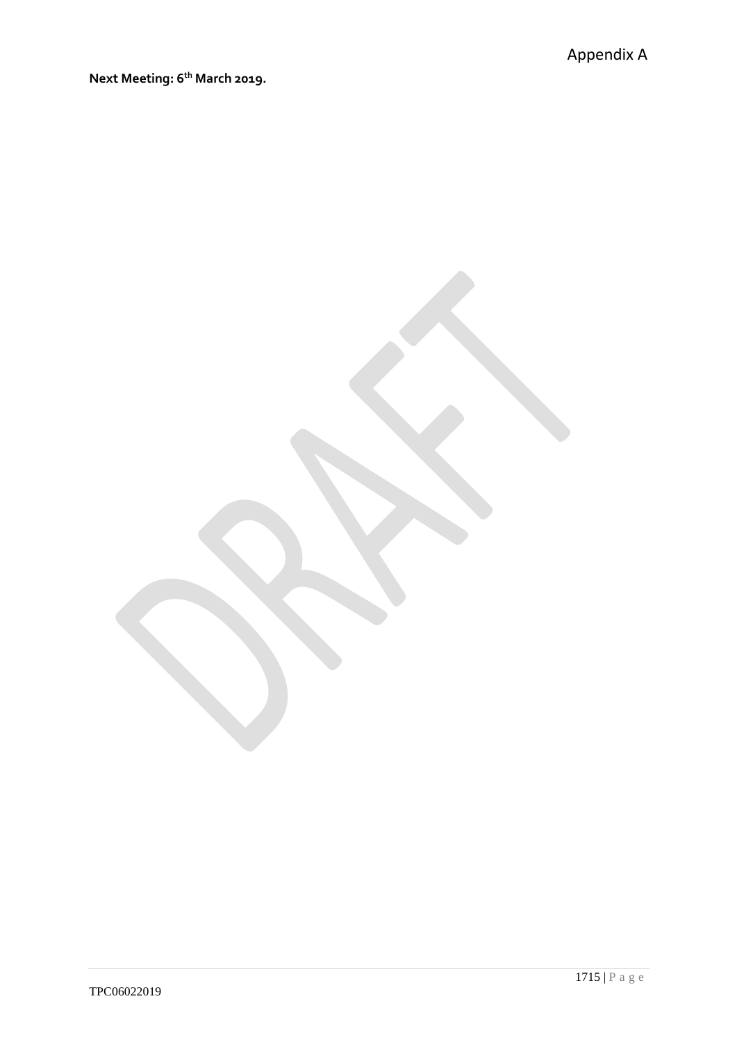**Next Meeting: 6th March 2019.**